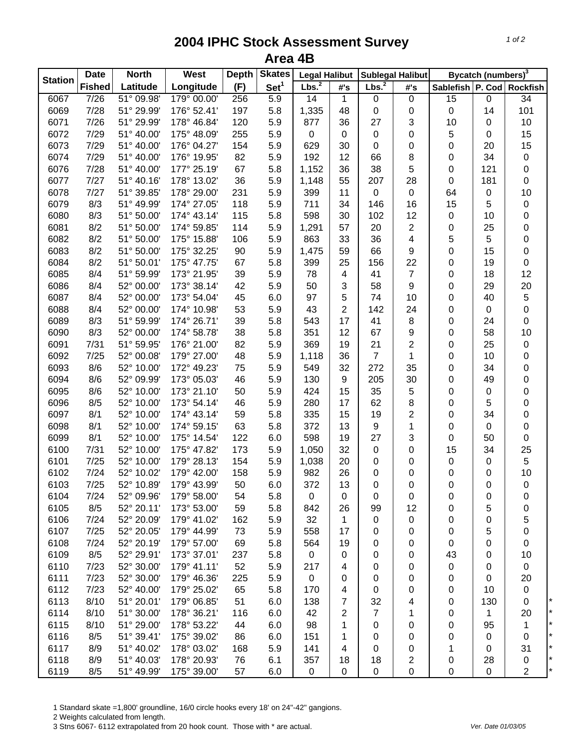# 2004 IPHC Stock Assessment Survey

## Area 4B

| Station | Date | North | West | Depth | Skates | Legal Halibut | | Sublegal Halibut | | Bycatch (numbers)[3] | | | |
|---|---|---|---|---|---|---|---|---|---|---|---|---|---|
| | Fished | Latitude | Longitude | (F) | Set[1] | Lbs.[2] | #'s | Lbs.[2] | #'s | Sablefish | P. Cod | Rockfish | |
| 6067 | 7/26 | 51° 09.98' | 179° 00.00' | 256 | 5.9 | 14 | 1 | 0 | 0 | 15 | 0 | 34 | |
| 6069 | 7/28 | 51° 29.99' | 176° 52.41' | 197 | 5.8 | 1,335 | 48 | 0 | 0 | 0 | 14 | 101 | |
| 6071 | 7/26 | 51° 29.99' | 178° 46.84' | 120 | 5.9 | 877 | 36 | 27 | 3 | 10 | 0 | 10 | |
| 6072 | 7/29 | 51° 40.00' | 175° 48.09' | 255 | 5.9 | 0 | 0 | 0 | 0 | 5 | 0 | 15 | |
| 6073 | 7/29 | 51° 40.00' | 176° 04.27' | 154 | 5.9 | 629 | 30 | 0 | 0 | 0 | 20 | 15 | |
| 6074 | 7/29 | 51° 40.00' | 176° 19.95' | 82 | 5.9 | 192 | 12 | 66 | 8 | 0 | 34 | 0 | |
| 6076 | 7/28 | 51° 40.00' | 177° 25.19' | 67 | 5.8 | 1,152 | 36 | 38 | 5 | 0 | 121 | 0 | |
| 6077 | 7/27 | 51° 40.16' | 178° 13.02' | 36 | 5.9 | 1,148 | 55 | 207 | 28 | 0 | 181 | 0 | |
| 6078 | 7/27 | 51° 39.85' | 178° 29.00' | 231 | 5.9 | 399 | 11 | 0 | 0 | 64 | 0 | 10 | |
| 6079 | 8/3 | 51° 49.99' | 174° 27.05' | 118 | 5.9 | 711 | 34 | 146 | 16 | 15 | 5 | 0 | |
| 6080 | 8/3 | 51° 50.00' | 174° 43.14' | 115 | 5.8 | 598 | 30 | 102 | 12 | 0 | 10 | 0 | |
| 6081 | 8/2 | 51° 50.00' | 174° 59.85' | 114 | 5.9 | 1,291 | 57 | 20 | 2 | 0 | 25 | 0 | |
| 6082 | 8/2 | 51° 50.00' | 175° 15.88' | 106 | 5.9 | 863 | 33 | 36 | 4 | 5 | 5 | 0 | |
| 6083 | 8/2 | 51° 50.00' | 175° 32.25' | 90 | 5.9 | 1,475 | 59 | 66 | 9 | 0 | 15 | 0 | |
| 6084 | 8/2 | 51° 50.01' | 175° 47.75' | 67 | 5.8 | 399 | 25 | 156 | 22 | 0 | 19 | 0 | |
| 6085 | 8/4 | 51° 59.99' | 173° 21.95' | 39 | 5.9 | 78 | 4 | 41 | 7 | 0 | 18 | 12 | |
| 6086 | 8/4 | 52° 00.00' | 173° 38.14' | 42 | 5.9 | 50 | 3 | 58 | 9 | 0 | 29 | 20 | |
| 6087 | 8/4 | 52° 00.00' | 173° 54.04' | 45 | 6.0 | 97 | 5 | 74 | 10 | 0 | 40 | 5 | |
| 6088 | 8/4 | 52° 00.00' | 174° 10.98' | 53 | 5.9 | 43 | 2 | 142 | 24 | 0 | 0 | 0 | |
| 6089 | 8/3 | 51° 59.99' | 174° 26.71' | 39 | 5.8 | 543 | 17 | 41 | 8 | 0 | 24 | 0 | |
| 6090 | 8/3 | 52° 00.00' | 174° 58.78' | 38 | 5.8 | 351 | 12 | 67 | 9 | 0 | 58 | 10 | |
| 6091 | 7/31 | 51° 59.95' | 176° 21.00' | 82 | 5.9 | 369 | 19 | 21 | 2 | 0 | 25 | 0 | |
| 6092 | 7/25 | 52° 00.08' | 179° 27.00' | 48 | 5.9 | 1,118 | 36 | 7 | 1 | 0 | 10 | 0 | |
| 6093 | 8/6 | 52° 10.00' | 172° 49.23' | 75 | 5.9 | 549 | 32 | 272 | 35 | 0 | 34 | 0 | |
| 6094 | 8/6 | 52° 09.99' | 173° 05.03' | 46 | 5.9 | 130 | 9 | 205 | 30 | 0 | 49 | 0 | |
| 6095 | 8/6 | 52° 10.00' | 173° 21.10' | 50 | 5.9 | 424 | 15 | 35 | 5 | 0 | 0 | 0 | |
| 6096 | 8/5 | 52° 10.00' | 173° 54.14' | 46 | 5.9 | 280 | 17 | 62 | 8 | 0 | 5 | 0 | |
| 6097 | 8/1 | 52° 10.00' | 174° 43.14' | 59 | 5.8 | 335 | 15 | 19 | 2 | 0 | 34 | 0 | |
| 6098 | 8/1 | 52° 10.00' | 174° 59.15' | 63 | 5.8 | 372 | 13 | 9 | 1 | 0 | 0 | 0 | |
| 6099 | 8/1 | 52° 10.00' | 175° 14.54' | 122 | 6.0 | 598 | 19 | 27 | 3 | 0 | 50 | 0 | |
| 6100 | 7/31 | 52° 10.00' | 175° 47.82' | 173 | 5.9 | 1,050 | 32 | 0 | 0 | 15 | 34 | 25 | |
| 6101 | 7/25 | 52° 10.00' | 179° 28.13' | 154 | 5.9 | 1,038 | 20 | 0 | 0 | 0 | 0 | 5 | |
| 6102 | 7/24 | 52° 10.02' | 179° 42.00' | 158 | 5.9 | 982 | 26 | 0 | 0 | 0 | 0 | 10 | |
| 6103 | 7/25 | 52° 10.89' | 179° 43.99' | 50 | 6.0 | 372 | 13 | 0 | 0 | 0 | 0 | 0 | |
| 6104 | 7/24 | 52° 09.96' | 179° 58.00' | 54 | 5.8 | 0 | 0 | 0 | 0 | 0 | 0 | 0 | |
| 6105 | 8/5 | 52° 20.11' | 173° 53.00' | 59 | 5.8 | 842 | 26 | 99 | 12 | 0 | 5 | 0 | |
| 6106 | 7/24 | 52° 20.09' | 179° 41.02' | 162 | 5.9 | 32 | 1 | 0 | 0 | 0 | 0 | 5 | |
| 6107 | 7/25 | 52° 20.05' | 179° 44.99' | 73 | 5.9 | 558 | 17 | 0 | 0 | 0 | 5 | 0 | |
| 6108 | 7/24 | 52° 20.19' | 179° 57.00' | 69 | 5.8 | 564 | 19 | 0 | 0 | 0 | 0 | 0 | |
| 6109 | 8/5 | 52° 29.91' | 173° 37.01' | 237 | 5.8 | 0 | 0 | 0 | 0 | 43 | 0 | 10 | |
| 6110 | 7/23 | 52° 30.00' | 179° 41.11' | 52 | 5.9 | 217 | 4 | 0 | 0 | 0 | 0 | 0 | |
| 6111 | 7/23 | 52° 30.00' | 179° 46.36' | 225 | 5.9 | 0 | 0 | 0 | 0 | 0 | 0 | 20 | |
| 6112 | 7/23 | 52° 40.00' | 179° 25.02' | 65 | 5.8 | 170 | 4 | 0 | 0 | 0 | 10 | 0 | |
| 6113 | 8/10 | 51° 20.01' | 179° 06.85' | 51 | 6.0 | 138 | 7 | 32 | 4 | 0 | 130 | 0 | * |
| 6114 | 8/10 | 51° 30.00' | 178° 36.21' | 116 | 6.0 | 42 | 2 | 7 | 1 | 0 | 1 | 20 | * |
| 6115 | 8/10 | 51° 29.00' | 178° 53.22' | 44 | 6.0 | 98 | 1 | 0 | 0 | 0 | 95 | 1 | * |
| 6116 | 8/5 | 51° 39.41' | 175° 39.02' | 86 | 6.0 | 151 | 1 | 0 | 0 | 0 | 0 | 0 | * |
| 6117 | 8/9 | 51° 40.02' | 178° 03.02' | 168 | 5.9 | 141 | 4 | 0 | 0 | 1 | 0 | 31 | * |
| 6118 | 8/9 | 51° 40.03' | 178° 20.93' | 76 | 6.1 | 357 | 18 | 18 | 2 | 0 | 28 | 0 | * |
| 6119 | 8/5 | 51° 49.99' | 175° 39.00' | 57 | 6.0 | 0 | 0 | 0 | 0 | 0 | 0 | 2 | * |

1 Standard skate =1,800' groundline, 16/0 circle hooks every 18' on 24"-42" gangions.

2 Weights calculated from length.

3 Stns 6067- 6112 extrapolated from 20 hook count. Those with * are actual.

*Ver. Date 01/03/05*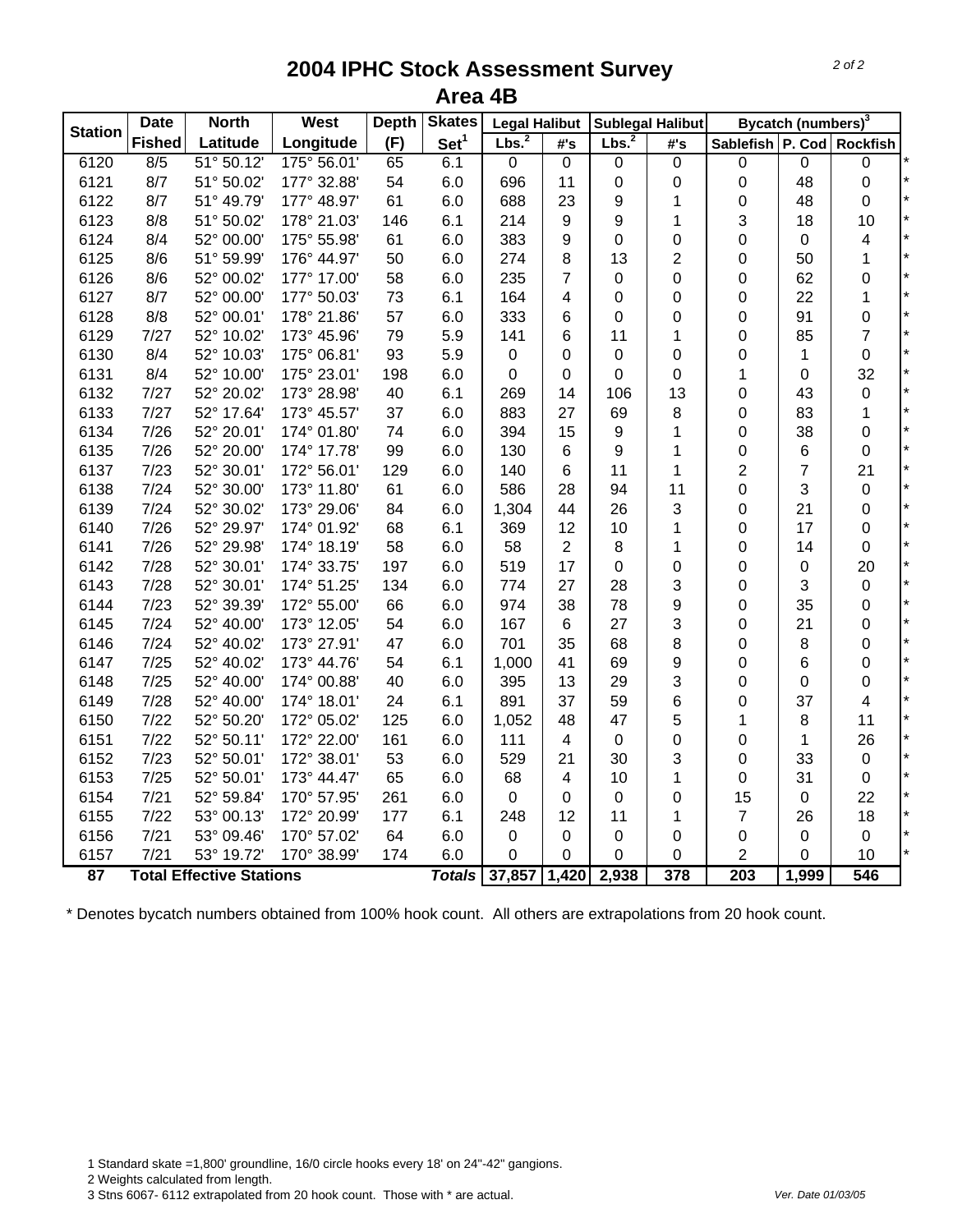# 2004 IPHC Stock Assessment Survey

## Area 4B

| Station | Date Fished | North Latitude | West Longitude | Depth (F) | Skates Set[1] | Legal Halibut Lbs.[2] | Legal Halibut #'s | Sublegal Halibut Lbs.[2] | Sublegal Halibut #'s | Bycatch (numbers)[3] Sablefish | Bycatch (numbers)[3] P. Cod | Bycatch (numbers)[3] Rockfish | |
|---|---|---|---|---|---|---|---|---|---|---|---|---|---|
| 6120 | 8/5 | 51° 50.12' | 175° 56.01' | 65 | 6.1 | 0 | 0 | 0 | 0 | 0 | 0 | 0 | * |
| 6121 | 8/7 | 51° 50.02' | 177° 32.88' | 54 | 6.0 | 696 | 11 | 0 | 0 | 0 | 48 | 0 | * |
| 6122 | 8/7 | 51° 49.79' | 177° 48.97' | 61 | 6.0 | 688 | 23 | 9 | 1 | 0 | 48 | 0 | * |
| 6123 | 8/8 | 51° 50.02' | 178° 21.03' | 146 | 6.1 | 214 | 9 | 9 | 1 | 3 | 18 | 10 | * |
| 6124 | 8/4 | 52° 00.00' | 175° 55.98' | 61 | 6.0 | 383 | 9 | 0 | 0 | 0 | 0 | 4 | * |
| 6125 | 8/6 | 51° 59.99' | 176° 44.97' | 50 | 6.0 | 274 | 8 | 13 | 2 | 0 | 50 | 1 | * |
| 6126 | 8/6 | 52° 00.02' | 177° 17.00' | 58 | 6.0 | 235 | 7 | 0 | 0 | 0 | 62 | 0 | * |
| 6127 | 8/7 | 52° 00.00' | 177° 50.03' | 73 | 6.1 | 164 | 4 | 0 | 0 | 0 | 22 | 1 | * |
| 6128 | 8/8 | 52° 00.01' | 178° 21.86' | 57 | 6.0 | 333 | 6 | 0 | 0 | 0 | 91 | 0 | * |
| 6129 | 7/27 | 52° 10.02' | 173° 45.96' | 79 | 5.9 | 141 | 6 | 11 | 1 | 0 | 85 | 7 | * |
| 6130 | 8/4 | 52° 10.03' | 175° 06.81' | 93 | 5.9 | 0 | 0 | 0 | 0 | 0 | 1 | 0 | * |
| 6131 | 8/4 | 52° 10.00' | 175° 23.01' | 198 | 6.0 | 0 | 0 | 0 | 0 | 1 | 0 | 32 | * |
| 6132 | 7/27 | 52° 20.02' | 173° 28.98' | 40 | 6.1 | 269 | 14 | 106 | 13 | 0 | 43 | 0 | * |
| 6133 | 7/27 | 52° 17.64' | 173° 45.57' | 37 | 6.0 | 883 | 27 | 69 | 8 | 0 | 83 | 1 | * |
| 6134 | 7/26 | 52° 20.01' | 174° 01.80' | 74 | 6.0 | 394 | 15 | 9 | 1 | 0 | 38 | 0 | * |
| 6135 | 7/26 | 52° 20.00' | 174° 17.78' | 99 | 6.0 | 130 | 6 | 9 | 1 | 0 | 6 | 0 | * |
| 6137 | 7/23 | 52° 30.01' | 172° 56.01' | 129 | 6.0 | 140 | 6 | 11 | 1 | 2 | 7 | 21 | * |
| 6138 | 7/24 | 52° 30.00' | 173° 11.80' | 61 | 6.0 | 586 | 28 | 94 | 11 | 0 | 3 | 0 | * |
| 6139 | 7/24 | 52° 30.02' | 173° 29.06' | 84 | 6.0 | 1,304 | 44 | 26 | 3 | 0 | 21 | 0 | * |
| 6140 | 7/26 | 52° 29.97' | 174° 01.92' | 68 | 6.1 | 369 | 12 | 10 | 1 | 0 | 17 | 0 | * |
| 6141 | 7/26 | 52° 29.98' | 174° 18.19' | 58 | 6.0 | 58 | 2 | 8 | 1 | 0 | 14 | 0 | * |
| 6142 | 7/28 | 52° 30.01' | 174° 33.75' | 197 | 6.0 | 519 | 17 | 0 | 0 | 0 | 0 | 20 | * |
| 6143 | 7/28 | 52° 30.01' | 174° 51.25' | 134 | 6.0 | 774 | 27 | 28 | 3 | 0 | 3 | 0 | * |
| 6144 | 7/23 | 52° 39.39' | 172° 55.00' | 66 | 6.0 | 974 | 38 | 78 | 9 | 0 | 35 | 0 | * |
| 6145 | 7/24 | 52° 40.00' | 173° 12.05' | 54 | 6.0 | 167 | 6 | 27 | 3 | 0 | 21 | 0 | * |
| 6146 | 7/24 | 52° 40.02' | 173° 27.91' | 47 | 6.0 | 701 | 35 | 68 | 8 | 0 | 8 | 0 | * |
| 6147 | 7/25 | 52° 40.02' | 173° 44.76' | 54 | 6.1 | 1,000 | 41 | 69 | 9 | 0 | 6 | 0 | * |
| 6148 | 7/25 | 52° 40.00' | 174° 00.88' | 40 | 6.0 | 395 | 13 | 29 | 3 | 0 | 0 | 0 | * |
| 6149 | 7/28 | 52° 40.00' | 174° 18.01' | 24 | 6.1 | 891 | 37 | 59 | 6 | 0 | 37 | 4 | * |
| 6150 | 7/22 | 52° 50.20' | 172° 05.02' | 125 | 6.0 | 1,052 | 48 | 47 | 5 | 1 | 8 | 11 | * |
| 6151 | 7/22 | 52° 50.11' | 172° 22.00' | 161 | 6.0 | 111 | 4 | 0 | 0 | 0 | 1 | 26 | * |
| 6152 | 7/23 | 52° 50.01' | 172° 38.01' | 53 | 6.0 | 529 | 21 | 30 | 3 | 0 | 33 | 0 | * |
| 6153 | 7/25 | 52° 50.01' | 173° 44.47' | 65 | 6.0 | 68 | 4 | 10 | 1 | 0 | 31 | 0 | * |
| 6154 | 7/21 | 52° 59.84' | 170° 57.95' | 261 | 6.0 | 0 | 0 | 0 | 0 | 15 | 0 | 22 | * |
| 6155 | 7/22 | 53° 00.13' | 172° 20.99' | 177 | 6.1 | 248 | 12 | 11 | 1 | 7 | 26 | 18 | * |
| 6156 | 7/21 | 53° 09.46' | 170° 57.02' | 64 | 6.0 | 0 | 0 | 0 | 0 | 0 | 0 | 0 | * |
| 6157 | 7/21 | 53° 19.72' | 170° 38.99' | 174 | 6.0 | 0 | 0 | 0 | 0 | 2 | 0 | 10 | * |
| **87** | **Total Effective Stations** | | | | ***Totals*** | **37,857** | **1,420** | **2,938** | **378** | **203** | **1,999** | **546** | |

\* Denotes bycatch numbers obtained from 100% hook count. All others are extrapolations from 20 hook count.

1 Standard skate =1,800' groundline, 16/0 circle hooks every 18' on 24"-42" gangions.

2 Weights calculated from length.

3 Stns 6067- 6112 extrapolated from 20 hook count. Those with * are actual.

*Ver. Date 01/03/05*